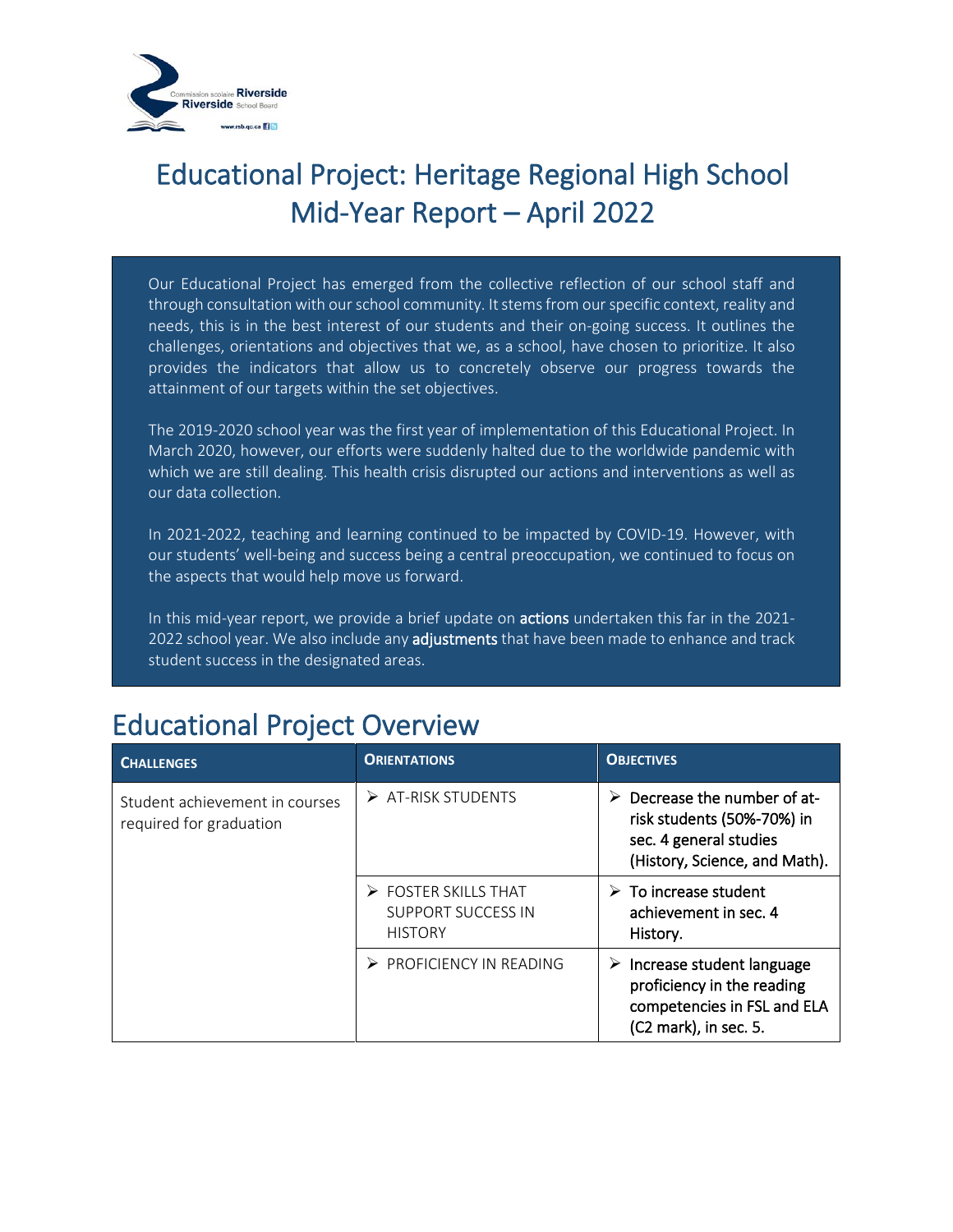# Educational Project: Heritage Regional High School
# Mid-Year Report – April 2022

Our Educational Project has emerged from the collective reflection of our school staff and through consultation with our school community. It stems from our specific context, reality and needs, this is in the best interest of our students and their on-going success. It outlines the challenges, orientations and objectives that we, as a school, have chosen to prioritize. It also provides the indicators that allow us to concretely observe our progress towards the attainment of our targets within the set objectives.

The 2019-2020 school year was the first year of implementation of this Educational Project. In March 2020, however, our efforts were suddenly halted due to the worldwide pandemic with which we are still dealing. This health crisis disrupted our actions and interventions as well as our data collection.

In 2021-2022, teaching and learning continued to be impacted by COVID-19. However, with our students' well-being and success being a central preoccupation, we continued to focus on the aspects that would help move us forward.

In this mid-year report, we provide a brief update on **actions** undertaken this far in the 2021-2022 school year. We also include any **adjustments** that have been made to enhance and track student success in the designated areas.

## Educational Project Overview

| CHALLENGES | ORIENTATIONS | OBJECTIVES |
|---|---|---|
| Student achievement in courses required for graduation | ➢ AT-RISK STUDENTS | ➢ Decrease the number of at-risk students (50%-70%) in sec. 4 general studies (History, Science, and Math). |
| | ➢ FOSTER SKILLS THAT SUPPORT SUCCESS IN HISTORY | ➢ To increase student achievement in sec. 4 History. |
| | ➢ PROFICIENCY IN READING | ➢ Increase student language proficiency in the reading competencies in FSL and ELA (C2 mark), in sec. 5. |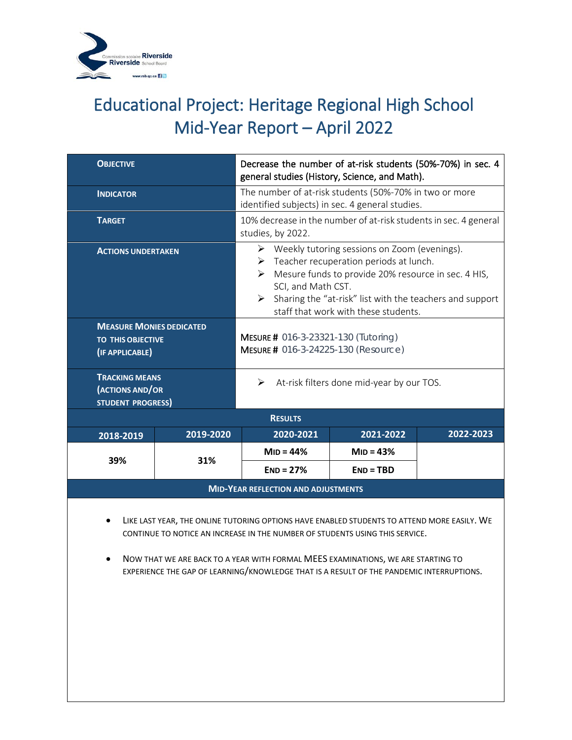# Educational Project: Heritage Regional High School
# Mid-Year Report – April 2022

| | |
|---|---|
| **OBJECTIVE** | Decrease the number of at-risk students (50%-70%) in sec. 4 general studies (History, Science, and Math). |
| **INDICATOR** | The number of at-risk students (50%-70% in two or more identified subjects) in sec. 4 general studies. |
| **TARGET** | 10% decrease in the number of at-risk students in sec. 4 general studies, by 2022. |
| **ACTIONS UNDERTAKEN** | ➢ Weekly tutoring sessions on Zoom (evenings).<br>➢ Teacher recuperation periods at lunch.<br>➢ Mesure funds to provide 20% resource in sec. 4 HIS, SCI, and Math CST.<br>➢ Sharing the "at-risk" list with the teachers and support staff that work with these students. |
| **MEASURE MONIES DEDICATED TO THIS OBJECTIVE (IF APPLICABLE)** | MESURE # 016-3-23321-130 (Tutoring)<br>MESURE # 016-3-24225-130 (Resource) |
| **TRACKING MEANS (ACTIONS AND/OR STUDENT PROGRESS)** | ➢ At-risk filters done mid-year by our TOS. |

**RESULTS**

| 2018-2019 | 2019-2020 | 2020-2021 | 2021-2022 | 2022-2023 |
|---|---|---|---|---|
| 39% | 31% | MID = 44% | MID = 43% | |
| | | END = 27% | END = TBD | |

**MID-YEAR REFLECTION AND ADJUSTMENTS**

- LIKE LAST YEAR, THE ONLINE TUTORING OPTIONS HAVE ENABLED STUDENTS TO ATTEND MORE EASILY. WE CONTINUE TO NOTICE AN INCREASE IN THE NUMBER OF STUDENTS USING THIS SERVICE.
- NOW THAT WE ARE BACK TO A YEAR WITH FORMAL MEES EXAMINATIONS, WE ARE STARTING TO EXPERIENCE THE GAP OF LEARNING/KNOWLEDGE THAT IS A RESULT OF THE PANDEMIC INTERRUPTIONS.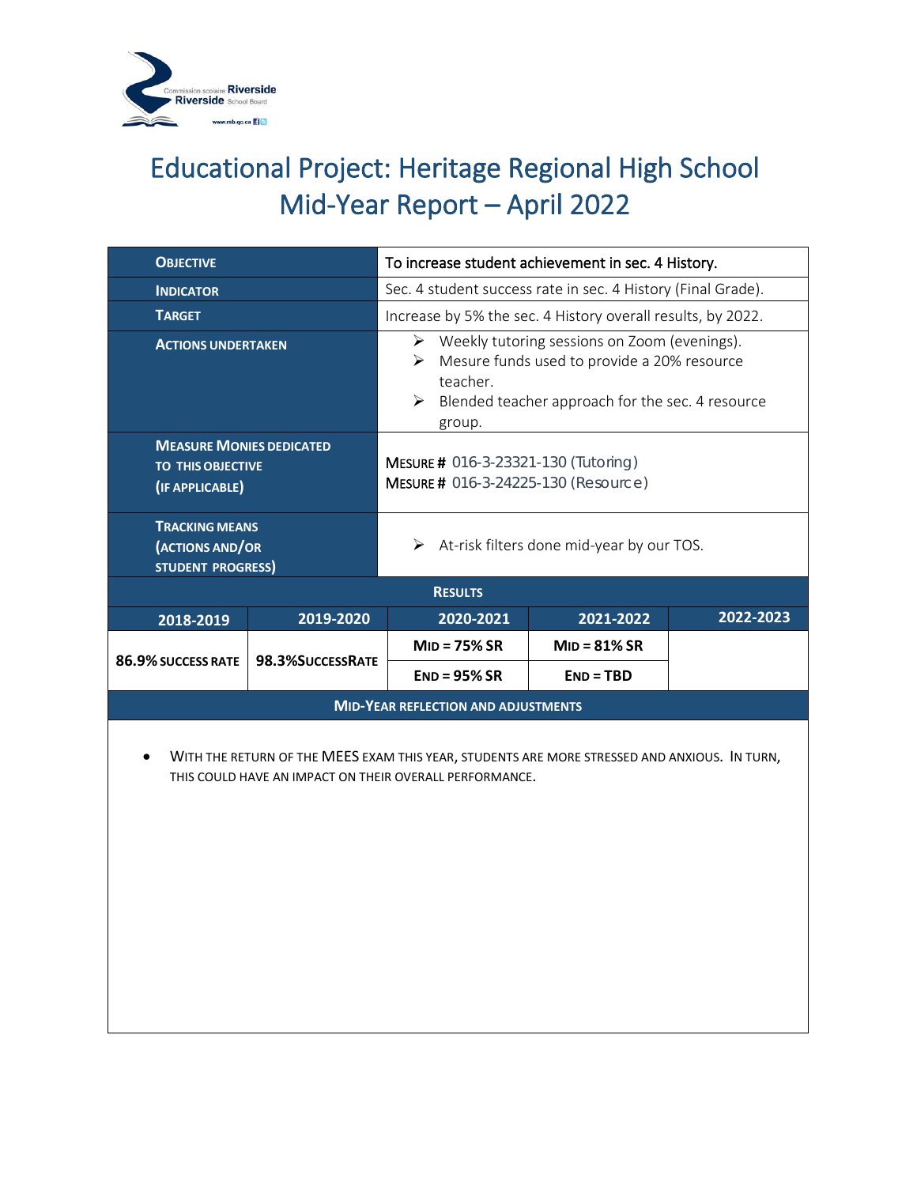# Educational Project: Heritage Regional High School Mid-Year Report – April 2022

| | | | | |
|---|---|---|---|---|
| **Objective** | To increase student achievement in sec. 4 History. | | | |
| **Indicator** | Sec. 4 student success rate in sec. 4 History (Final Grade). | | | |
| **Target** | Increase by 5% the sec. 4 History overall results, by 2022. | | | |
| **Actions Undertaken** | ➢ Weekly tutoring sessions on Zoom (evenings).<br>➢ Mesure funds used to provide a 20% resource teacher.<br>➢ Blended teacher approach for the sec. 4 resource group. | | | |
| **Measure Monies dedicated to this objective (if applicable)** | Mesure # 016-3-23321-130 (Tutoring)<br>Mesure # 016-3-24225-130 (Resource) | | | |
| **Tracking Means (actions and/or student progress)** | ➢ At-risk filters done mid-year by our TOS. | | | |
| **Results** | | | | |
| **2018-2019** | **2019-2020** | **2020-2021** | **2021-2022** | **2022-2023** |
| **86.9% success rate** | **98.3%SuccessRate** | **Mid = 75% SR**<br>**End = 95% SR** | **Mid = 81% SR**<br>**End = TBD** | |

**Mid-Year Reflection and Adjustments**

- With the return of the MEES exam this year, students are more stressed and anxious. In turn, this could have an impact on their overall performance.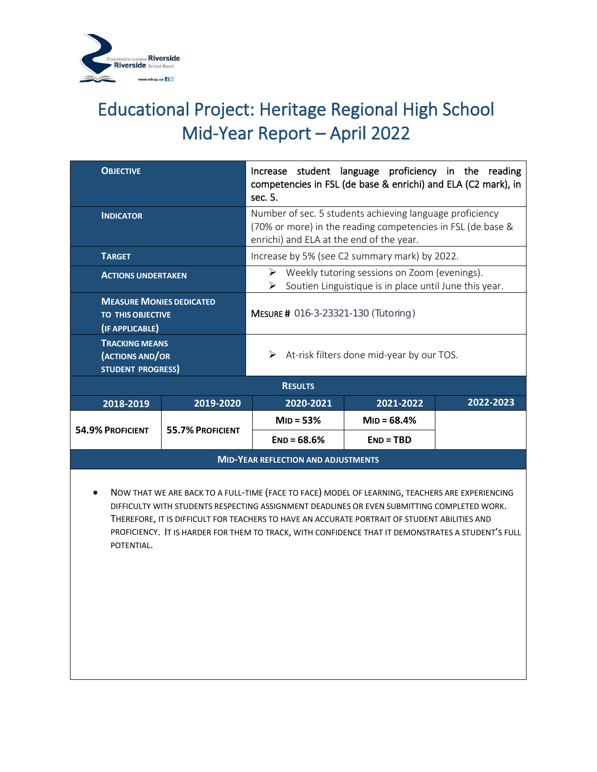# Educational Project: Heritage Regional High School Mid-Year Report – April 2022

| | |
|---|---|
| **OBJECTIVE** | Increase student language proficiency in the reading competencies in FSL (de base & enrichi) and ELA (C2 mark), in sec. 5. |
| **INDICATOR** | Number of sec. 5 students achieving language proficiency (70% or more) in the reading competencies in FSL (de base & enrichi) and ELA at the end of the year. |
| **TARGET** | Increase by 5% (see C2 summary mark) by 2022. |
| **ACTIONS UNDERTAKEN** | ➢ Weekly tutoring sessions on Zoom (evenings). ➢ Soutien Linguistique is in place until June this year. |
| **MEASURE MONIES DEDICATED TO THIS OBJECTIVE (IF APPLICABLE)** | MESURE # 016-3-23321-130 (Tutoring) |
| **TRACKING MEANS (ACTIONS AND/OR STUDENT PROGRESS)** | ➢ At-risk filters done mid-year by our TOS. |

**RESULTS**

| 2018-2019 | 2019-2020 | 2020-2021 | 2021-2022 | 2022-2023 |
|---|---|---|---|---|
| 54.9% PROFICIENT | 55.7% PROFICIENT | MID = 53% | MID = 68.4% | |
| | | END = 68.6% | END = TBD | |

**MID-YEAR REFLECTION AND ADJUSTMENTS**

- NOW THAT WE ARE BACK TO A FULL-TIME (FACE TO FACE) MODEL OF LEARNING, TEACHERS ARE EXPERIENCING DIFFICULTY WITH STUDENTS RESPECTING ASSIGNMENT DEADLINES OR EVEN SUBMITTING COMPLETED WORK. THEREFORE, IT IS DIFFICULT FOR TEACHERS TO HAVE AN ACCURATE PORTRAIT OF STUDENT ABILITIES AND PROFICIENCY. IT IS HARDER FOR THEM TO TRACK, WITH CONFIDENCE THAT IT DEMONSTRATES A STUDENT'S FULL POTENTIAL.